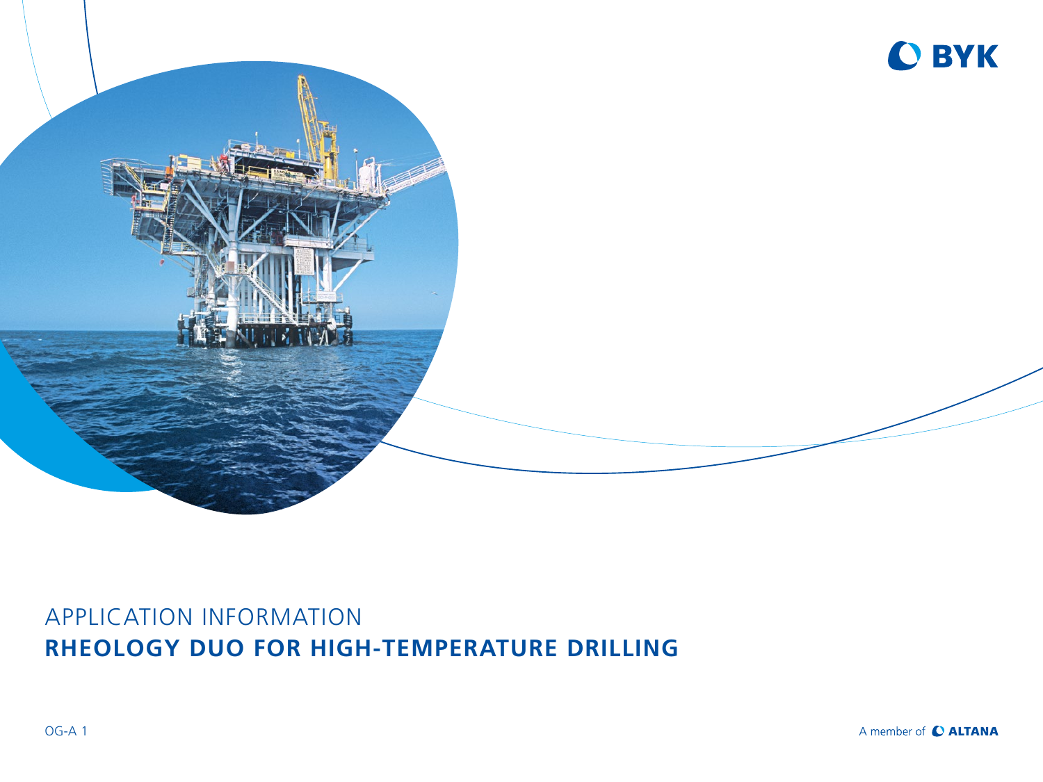BYK

APPLICATION INFORMATION

# RHEOLOGY DUO FOR HIGH-TEMPERATURE DRILLING

OG-A 1

A member of ALTANA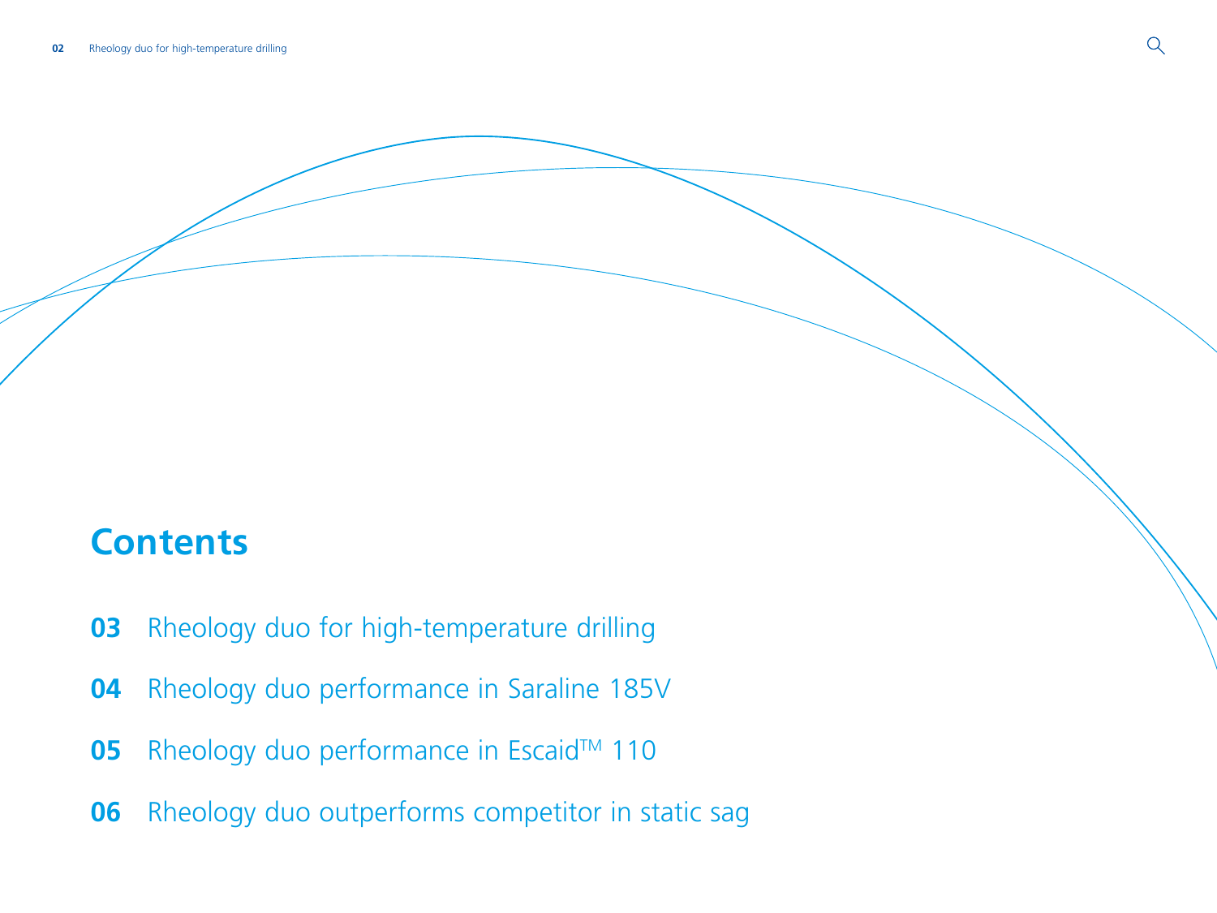## Contents

**03** Rheology duo for high-temperature drilling

**04** Rheology duo performance in Saraline 185V

**05** Rheology duo performance in Escaid™ 110

**06** Rheology duo outperforms competitor in static sag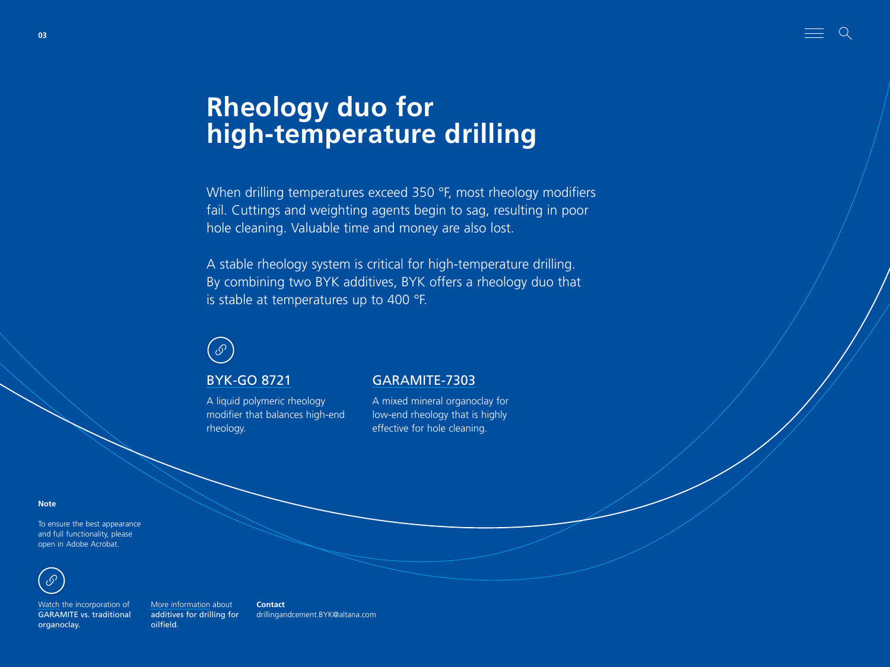# Rheology duo for high-temperature drilling

When drilling temperatures exceed 350 °F, most rheology modifiers fail. Cuttings and weighting agents begin to sag, resulting in poor hole cleaning. Valuable time and money are also lost.

A stable rheology system is critical for high-temperature drilling. By combining two BYK additives, BYK offers a rheology duo that is stable at temperatures up to 400 °F.

## BYK-GO 8721

A liquid polymeric rheology modifier that balances high-end rheology.

## GARAMITE-7303

A mixed mineral organoclay for low-end rheology that is highly effective for hole cleaning.

**Note**

To ensure the best appearance and full functionality, please open in Adobe Acrobat.

Watch the incorporation of GARAMITE vs. traditional organoclay.

More information about additives for drilling for oilfield.

**Contact**
drillingandcement.BYK@altana.com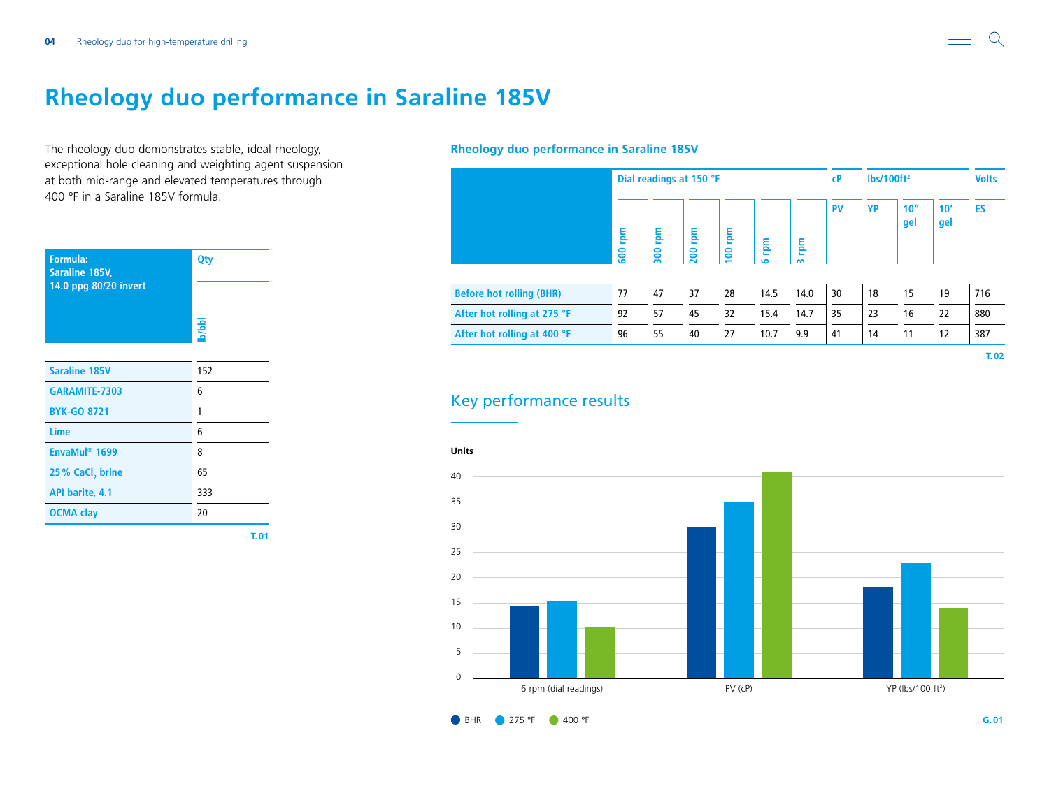// Rheology duo performance in Saraline 185V

# Rheology duo performance in Saraline 185V

The rheology duo demonstrates stable, ideal rheology, exceptional hole cleaning and weighting agent suspension at both mid-range and elevated temperatures through 400 °F in a Saraline 185V formula.

| Formula: Saraline 185V, 14.0 ppg 80/20 invert | Qty |
| --- | --- |
| | lb/bbl |
| Saraline 185V | 152 |
| GARAMITE-7303 | 6 |
| BYK-GO 8721 | 1 |
| Lime | 6 |
| EnvaMul® 1699 | 8 |
| 25 % $CaCl_2$ brine | 65 |
| API barite, 4.1 | 333 |
| OCMA clay | 20 |

T.01

**Rheology duo performance in Saraline 185V**

| | Dial readings at 150 °F | | | | | | cP | lbs/100ft² | | | Volts |
| --- | --- | --- | --- | --- | --- | --- | --- | --- | --- | --- | --- |
| | 600 rpm | 300 rpm | 200 rpm | 100 rpm | 6 rpm | 3 rpm | PV | YP | 10″ gel | 10′ gel | ES |
| Before hot rolling (BHR) | 77 | 47 | 37 | 28 | 14.5 | 14.0 | 30 | 18 | 15 | 19 | 716 |
| After hot rolling at 275 °F | 92 | 57 | 45 | 32 | 15.4 | 14.7 | 35 | 23 | 16 | 22 | 880 |
| After hot rolling at 400 °F | 96 | 55 | 40 | 27 | 10.7 | 9.9 | 41 | 14 | 11 | 12 | 387 |

T.02

## Key performance results

Units

| | BHR | 275 °F | 400 °F |
| --- | --- | --- | --- |
| 6 rpm (dial readings) | 14.5 | 15.4 | 10.7 |
| PV (cP) | 30 | 35 | 41 |
| YP (lbs/100 ft²) | 18 | 23 | 14 |

G.01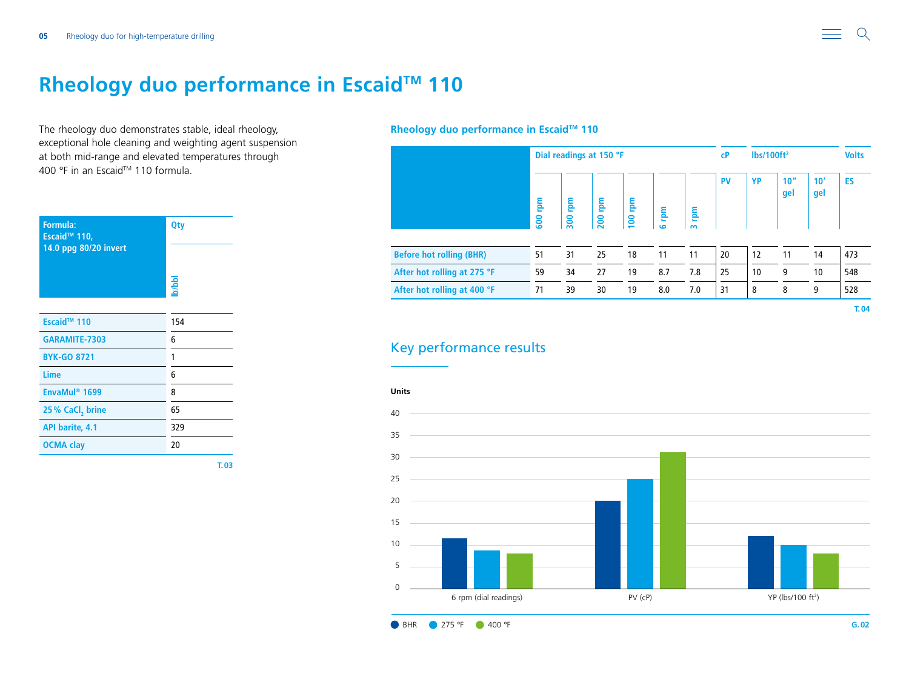# Rheology duo performance in Escaid™ 110

The rheology duo demonstrates stable, ideal rheology, exceptional hole cleaning and weighting agent suspension at both mid-range and elevated temperatures through 400 °F in an Escaid™ 110 formula.

| Formula: Escaid™ 110, 14.0 ppg 80/20 invert | Qty |
|---|---|
| | lb/bbl |
| Escaid™ 110 | 154 |
| GARAMITE-7303 | 6 |
| BYK-GO 8721 | 1 |
| Lime | 6 |
| EnvaMul® 1699 | 8 |
| 25 % $CaCl_2$ brine | 65 |
| API barite, 4.1 | 329 |
| OCMA clay | 20 |

T.03

### Rheology duo performance in Escaid™ 110

| | Dial readings at 150 °F | | | | | | cP | lbs/100ft² | | | Volts |
|---|---|---|---|---|---|---|---|---|---|---|---|
| | 600 rpm | 300 rpm | 200 rpm | 100 rpm | 6 rpm | 3 rpm | PV | YP | 10″ gel | 10′ gel | ES |
| Before hot rolling (BHR) | 51 | 31 | 25 | 18 | 11 | 11 | 20 | 12 | 11 | 14 | 473 |
| After hot rolling at 275 °F | 59 | 34 | 27 | 19 | 8.7 | 7.8 | 25 | 10 | 9 | 10 | 548 |
| After hot rolling at 400 °F | 71 | 39 | 30 | 19 | 8.0 | 7.0 | 31 | 8 | 8 | 9 | 528 |

T.04

## Key performance results

Units

| | BHR | 275 °F | 400 °F |
|---|---|---|---|
| 6 rpm (dial readings) | 11 | 8.7 | 8.0 |
| PV (cP) | 20 | 25 | 31 |
| YP (lbs/100 ft²) | 12 | 10 | 8 |

● BHR ● 275 °F ● 400 °F

G.02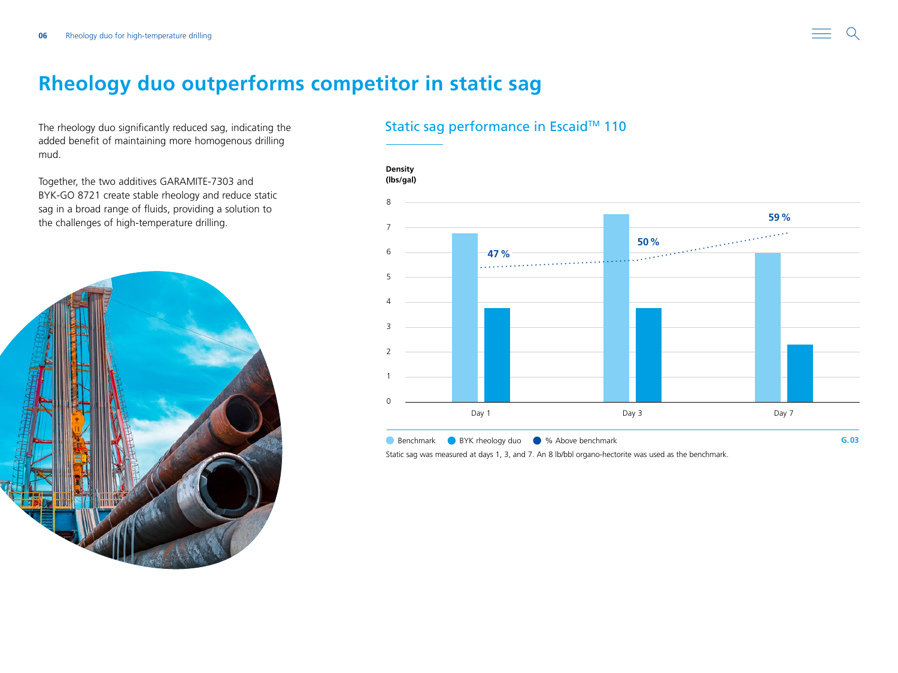# Rheology duo outperforms competitor in static sag

The rheology duo significantly reduced sag, indicating the added benefit of maintaining more homogenous drilling mud.

Together, the two additives GARAMITE-7303 and BYK-GO 8721 create stable rheology and reduce static sag in a broad range of fluids, providing a solution to the challenges of high-temperature drilling.

## Static sag performance in Escaid™ 110

Density (lbs/gal)

| | Day 1 | Day 3 | Day 7 |
|---|---|---|---|
| % Above benchmark | 47 % | 50 % | 59 % |

Benchmark · BYK rheology duo · % Above benchmark

G. 03

Static sag was measured at days 1, 3, and 7. An 8 lb/bbl organo-hectorite was used as the benchmark.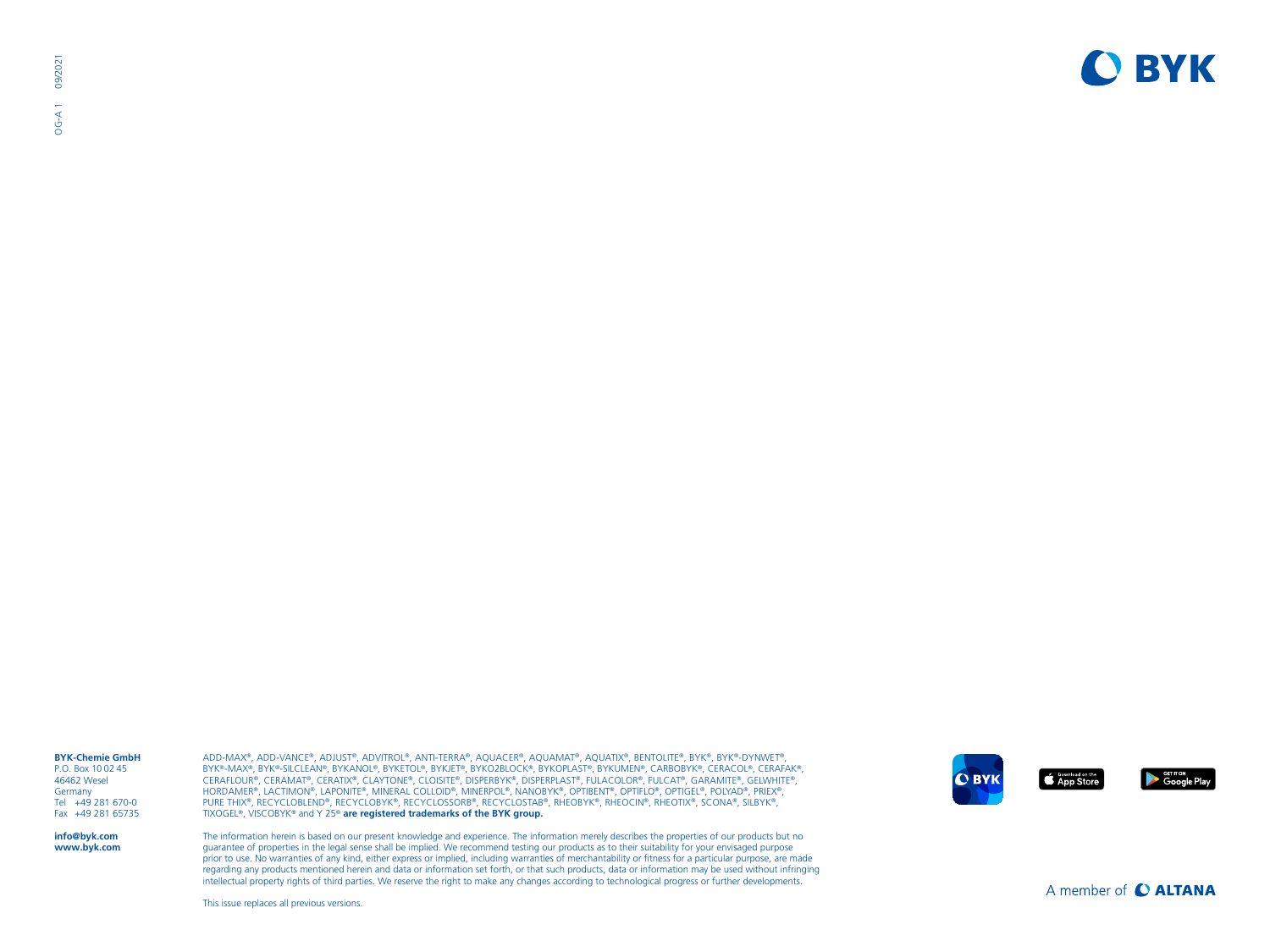OG-A 1 09/2021

**BYK-Chemie GmbH**
P.O. Box 10 02 45
46462 Wesel
Germany
Tel +49 281 670-0
Fax +49 281 65735

**info@byk.com**
**www.byk.com**

ADD-MAX®, ADD-VANCE®, ADJUST®, ADVITROL®, ANTI-TERRA®, AQUACER®, AQUAMAT®, AQUATIX®, BENTOLITE®, BYK®, BYK®-DYNWET®, BYK®-MAX®, BYK®-SILCLEAN®, BYKANOL®, BYKETOL®, BYKJET®, BYKO2BLOCK®, BYKOPLAST®, BYKUMEN®, CARBOBYK®, CERACOL®, CERAFAK®, CERAFLOUR®, CERAMAT®, CERATIX®, CLAYTONE®, CLOISITE®, DISPERBYK®, DISPERPLAST®, FULACOLOR®, FULCAT®, GARAMITE®, GELWHITE®, HORDAMER®, LACTIMON®, LAPONITE®, MINERAL COLLOID®, MINERPOL®, NANOBYK®, OPTIBENT®, OPTIFLO®, OPTIGEL®, POLYAD®, PRIEX®, PURE THIX®, RECYCLOBLEND®, RECYCLOBYK®, RECYCLOSSORB®, RECYCLOSTAB®, RHEOBYK®, RHEOCIN®, RHEOTIX®, SCONA®, SILBYK®, TIXOGEL®, VISCOBYK® and Y 25® **are registered trademarks of the BYK group.**

The information herein is based on our present knowledge and experience. The information merely describes the properties of our products but no guarantee of properties in the legal sense shall be implied. We recommend testing our products as to their suitability for your envisaged purpose prior to use. No warranties of any kind, either express or implied, including warranties of merchantability or fitness for a particular purpose, are made regarding any products mentioned herein and data or information set forth, or that such products, data or information may be used without infringing intellectual property rights of third parties. We reserve the right to make any changes according to technological progress or further developments.

This issue replaces all previous versions.

A member of ALTANA